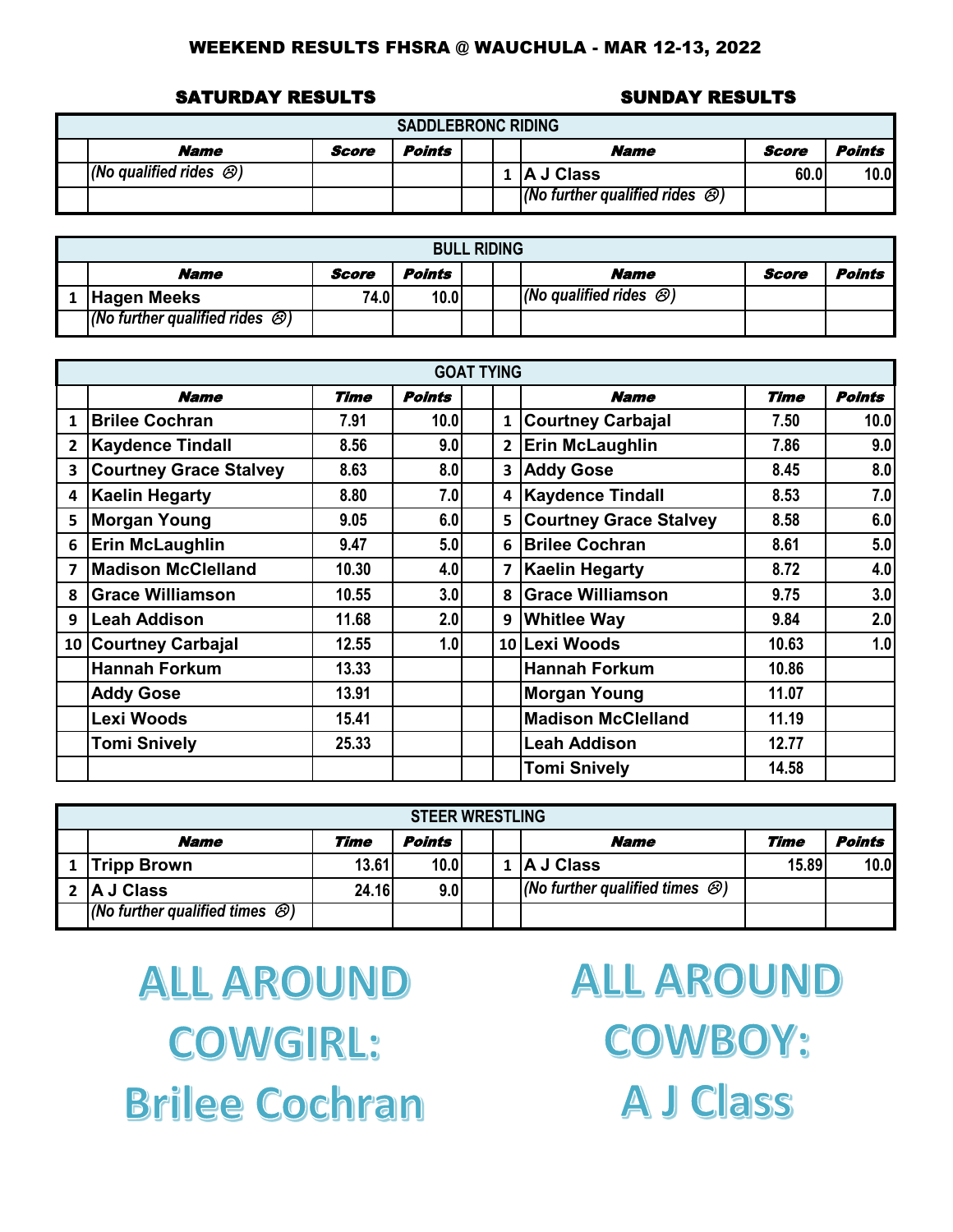# WEEKEND RESULTS FHSRA @ WAUCHULA - MAR 12-13, 2022

## SADDLEBRONC RIDING

| SATURDAY RESULTS | Name | Score | Points | | SUNDAY RESULTS | Name | Score | Points |
|---|---|---|---|---|---|---|---|---|
| | *(No qualified rides ☹)* | | | | 1 | A J Class | 60.0 | 10.0 |
| | | | | | | *(No further qualified rides ☹)* | | |

## BULL RIDING

| | Name | Score | Points | | | Name | Score | Points |
|---|---|---|---|---|---|---|---|---|
| 1 | Hagen Meeks | 74.0 | 10.0 | | | *(No qualified rides ☹)* | | |
| | *(No further qualified rides ☹)* | | | | | | | |

## GOAT TYING

| | Name | Time | Points | | | Name | Time | Points |
|---|---|---|---|---|---|---|---|---|
| 1 | Brilee Cochran | 7.91 | 10.0 | | 1 | Courtney Carbajal | 7.50 | 10.0 |
| 2 | Kaydence Tindall | 8.56 | 9.0 | | 2 | Erin McLaughlin | 7.86 | 9.0 |
| 3 | Courtney Grace Stalvey | 8.63 | 8.0 | | 3 | Addy Gose | 8.45 | 8.0 |
| 4 | Kaelin Hegarty | 8.80 | 7.0 | | 4 | Kaydence Tindall | 8.53 | 7.0 |
| 5 | Morgan Young | 9.05 | 6.0 | | 5 | Courtney Grace Stalvey | 8.58 | 6.0 |
| 6 | Erin McLaughlin | 9.47 | 5.0 | | 6 | Brilee Cochran | 8.61 | 5.0 |
| 7 | Madison McClelland | 10.30 | 4.0 | | 7 | Kaelin Hegarty | 8.72 | 4.0 |
| 8 | Grace Williamson | 10.55 | 3.0 | | 8 | Grace Williamson | 9.75 | 3.0 |
| 9 | Leah Addison | 11.68 | 2.0 | | 9 | Whitlee Way | 9.84 | 2.0 |
| 10 | Courtney Carbajal | 12.55 | 1.0 | | 10 | Lexi Woods | 10.63 | 1.0 |
| | Hannah Forkum | 13.33 | | | | Hannah Forkum | 10.86 | |
| | Addy Gose | 13.91 | | | | Morgan Young | 11.07 | |
| | Lexi Woods | 15.41 | | | | Madison McClelland | 11.19 | |
| | Tomi Snively | 25.33 | | | | Leah Addison | 12.77 | |
| | | | | | | Tomi Snively | 14.58 | |

## STEER WRESTLING

| | Name | Time | Points | | | Name | Time | Points |
|---|---|---|---|---|---|---|---|---|
| 1 | Tripp Brown | 13.61 | 10.0 | | 1 | A J Class | 15.89 | 10.0 |
| 2 | A J Class | 24.16 | 9.0 | | | *(No further qualified times ☹)* | | |
| | *(No further qualified times ☹)* | | | | | | | |

# ALL AROUND COWGIRL: Brilee Cochran

# ALL AROUND COWBOY: A J Class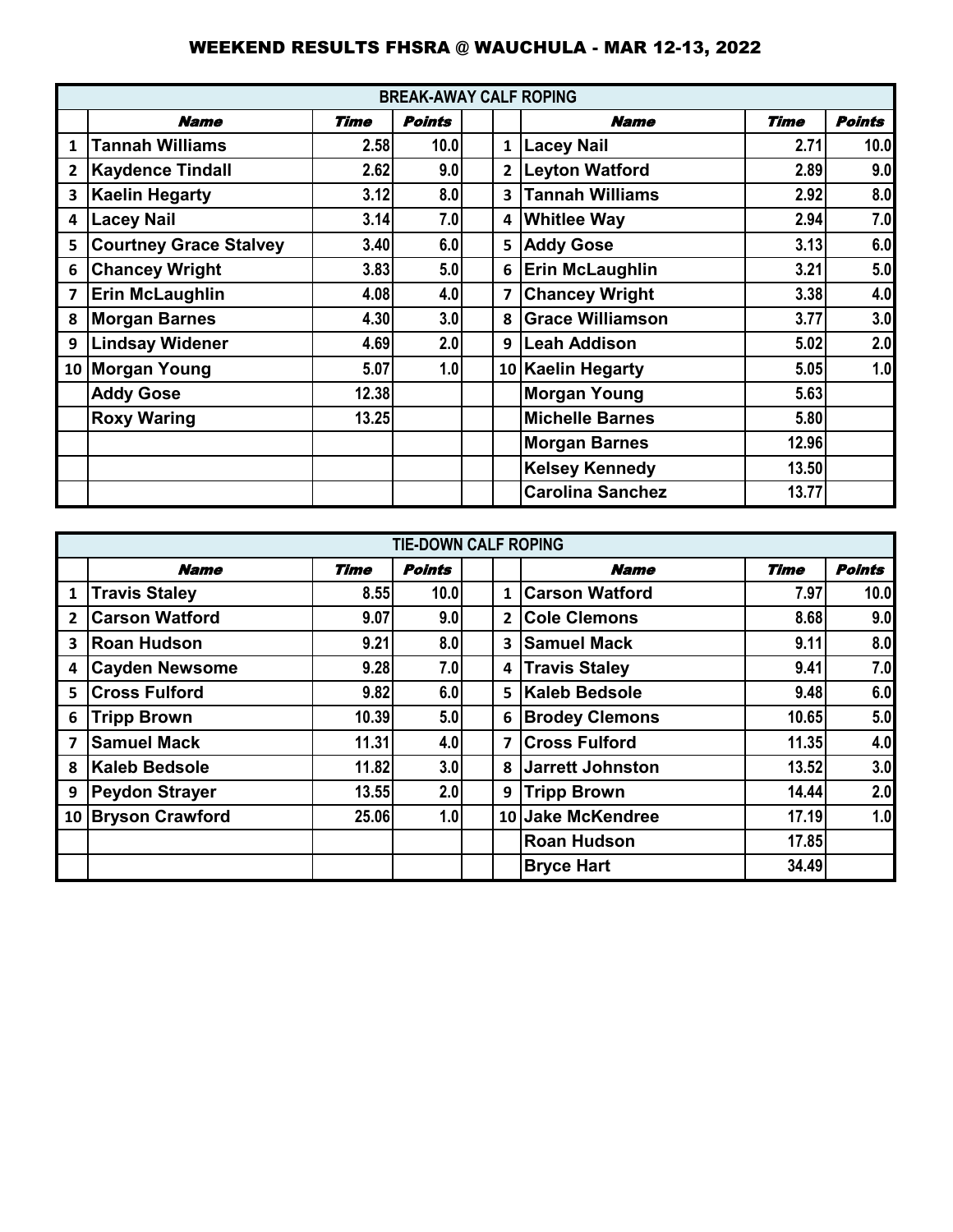# WEEKEND RESULTS FHSRA @ WAUCHULA - MAR 12-13, 2022

| BREAK-AWAY CALF ROPING | | | | | | | | |
|---|---|---|---|---|---|---|---|---|
| | ***Name*** | ***Time*** | ***Points*** | | | ***Name*** | ***Time*** | ***Points*** |
| 1 | **Tannah Williams** | **2.58** | **10.0** | | 1 | **Lacey Nail** | **2.71** | **10.0** |
| 2 | **Kaydence Tindall** | **2.62** | **9.0** | | 2 | **Leyton Watford** | **2.89** | **9.0** |
| 3 | **Kaelin Hegarty** | **3.12** | **8.0** | | 3 | **Tannah Williams** | **2.92** | **8.0** |
| 4 | **Lacey Nail** | **3.14** | **7.0** | | 4 | **Whitlee Way** | **2.94** | **7.0** |
| 5 | **Courtney Grace Stalvey** | **3.40** | **6.0** | | 5 | **Addy Gose** | **3.13** | **6.0** |
| 6 | **Chancey Wright** | **3.83** | **5.0** | | 6 | **Erin McLaughlin** | **3.21** | **5.0** |
| 7 | **Erin McLaughlin** | **4.08** | **4.0** | | 7 | **Chancey Wright** | **3.38** | **4.0** |
| 8 | **Morgan Barnes** | **4.30** | **3.0** | | 8 | **Grace Williamson** | **3.77** | **3.0** |
| 9 | **Lindsay Widener** | **4.69** | **2.0** | | 9 | **Leah Addison** | **5.02** | **2.0** |
| 10 | **Morgan Young** | **5.07** | **1.0** | | 10 | **Kaelin Hegarty** | **5.05** | **1.0** |
| | **Addy Gose** | **12.38** | | | | **Morgan Young** | **5.63** | |
| | **Roxy Waring** | **13.25** | | | | **Michelle Barnes** | **5.80** | |
| | | | | | | **Morgan Barnes** | **12.96** | |
| | | | | | | **Kelsey Kennedy** | **13.50** | |
| | | | | | | **Carolina Sanchez** | **13.77** | |

| TIE-DOWN CALF ROPING | | | | | | | | |
|---|---|---|---|---|---|---|---|---|
| | ***Name*** | ***Time*** | ***Points*** | | | ***Name*** | ***Time*** | ***Points*** |
| 1 | **Travis Staley** | **8.55** | **10.0** | | 1 | **Carson Watford** | **7.97** | **10.0** |
| 2 | **Carson Watford** | **9.07** | **9.0** | | 2 | **Cole Clemons** | **8.68** | **9.0** |
| 3 | **Roan Hudson** | **9.21** | **8.0** | | 3 | **Samuel Mack** | **9.11** | **8.0** |
| 4 | **Cayden Newsome** | **9.28** | **7.0** | | 4 | **Travis Staley** | **9.41** | **7.0** |
| 5 | **Cross Fulford** | **9.82** | **6.0** | | 5 | **Kaleb Bedsole** | **9.48** | **6.0** |
| 6 | **Tripp Brown** | **10.39** | **5.0** | | 6 | **Brodey Clemons** | **10.65** | **5.0** |
| 7 | **Samuel Mack** | **11.31** | **4.0** | | 7 | **Cross Fulford** | **11.35** | **4.0** |
| 8 | **Kaleb Bedsole** | **11.82** | **3.0** | | 8 | **Jarrett Johnston** | **13.52** | **3.0** |
| 9 | **Peydon Strayer** | **13.55** | **2.0** | | 9 | **Tripp Brown** | **14.44** | **2.0** |
| 10 | **Bryson Crawford** | **25.06** | **1.0** | | 10 | **Jake McKendree** | **17.19** | **1.0** |
| | | | | | | **Roan Hudson** | **17.85** | |
| | | | | | | **Bryce Hart** | **34.49** | |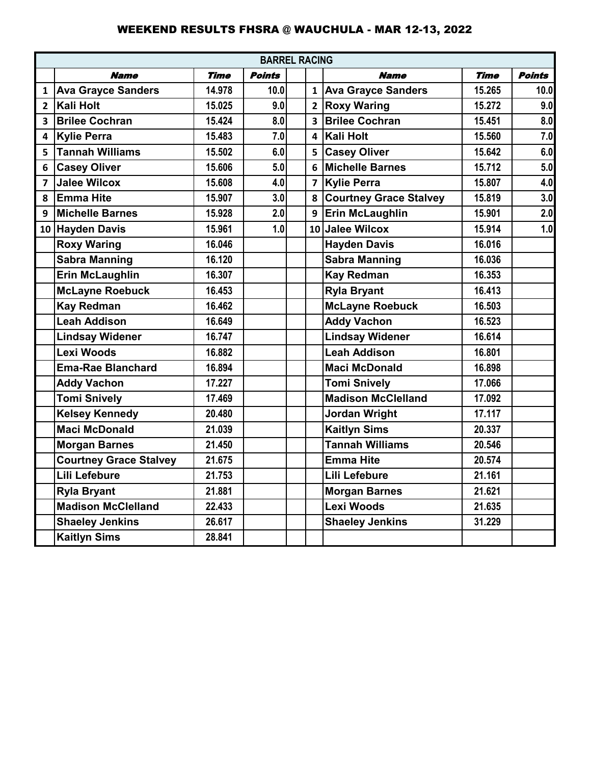## WEEKEND RESULTS FHSRA @ WAUCHULA - MAR 12-13, 2022

| BARREL RACING | | | | | | | |
|---|---|---|---|---|---|---|---|
| | ***Name*** | ***Time*** | ***Points*** | | ***Name*** | ***Time*** | ***Points*** |
| 1 | **Ava Grayce Sanders** | 14.978 | 10.0 | 1 | **Ava Grayce Sanders** | 15.265 | 10.0 |
| 2 | **Kali Holt** | 15.025 | 9.0 | 2 | **Roxy Waring** | 15.272 | 9.0 |
| 3 | **Brilee Cochran** | 15.424 | 8.0 | 3 | **Brilee Cochran** | 15.451 | 8.0 |
| 4 | **Kylie Perra** | 15.483 | 7.0 | 4 | **Kali Holt** | 15.560 | 7.0 |
| 5 | **Tannah Williams** | 15.502 | 6.0 | 5 | **Casey Oliver** | 15.642 | 6.0 |
| 6 | **Casey Oliver** | 15.606 | 5.0 | 6 | **Michelle Barnes** | 15.712 | 5.0 |
| 7 | **Jalee Wilcox** | 15.608 | 4.0 | 7 | **Kylie Perra** | 15.807 | 4.0 |
| 8 | **Emma Hite** | 15.907 | 3.0 | 8 | **Courtney Grace Stalvey** | 15.819 | 3.0 |
| 9 | **Michelle Barnes** | 15.928 | 2.0 | 9 | **Erin McLaughlin** | 15.901 | 2.0 |
| 10 | **Hayden Davis** | 15.961 | 1.0 | 10 | **Jalee Wilcox** | 15.914 | 1.0 |
| | **Roxy Waring** | 16.046 | | | **Hayden Davis** | 16.016 | |
| | **Sabra Manning** | 16.120 | | | **Sabra Manning** | 16.036 | |
| | **Erin McLaughlin** | 16.307 | | | **Kay Redman** | 16.353 | |
| | **McLayne Roebuck** | 16.453 | | | **Ryla Bryant** | 16.413 | |
| | **Kay Redman** | 16.462 | | | **McLayne Roebuck** | 16.503 | |
| | **Leah Addison** | 16.649 | | | **Addy Vachon** | 16.523 | |
| | **Lindsay Widener** | 16.747 | | | **Lindsay Widener** | 16.614 | |
| | **Lexi Woods** | 16.882 | | | **Leah Addison** | 16.801 | |
| | **Ema-Rae Blanchard** | 16.894 | | | **Maci McDonald** | 16.898 | |
| | **Addy Vachon** | 17.227 | | | **Tomi Snively** | 17.066 | |
| | **Tomi Snively** | 17.469 | | | **Madison McClelland** | 17.092 | |
| | **Kelsey Kennedy** | 20.480 | | | **Jordan Wright** | 17.117 | |
| | **Maci McDonald** | 21.039 | | | **Kaitlyn Sims** | 20.337 | |
| | **Morgan Barnes** | 21.450 | | | **Tannah Williams** | 20.546 | |
| | **Courtney Grace Stalvey** | 21.675 | | | **Emma Hite** | 20.574 | |
| | **Lili Lefebure** | 21.753 | | | **Lili Lefebure** | 21.161 | |
| | **Ryla Bryant** | 21.881 | | | **Morgan Barnes** | 21.621 | |
| | **Madison McClelland** | 22.433 | | | **Lexi Woods** | 21.635 | |
| | **Shaeley Jenkins** | 26.617 | | | **Shaeley Jenkins** | 31.229 | |
| | **Kaitlyn Sims** | 28.841 | | | | | |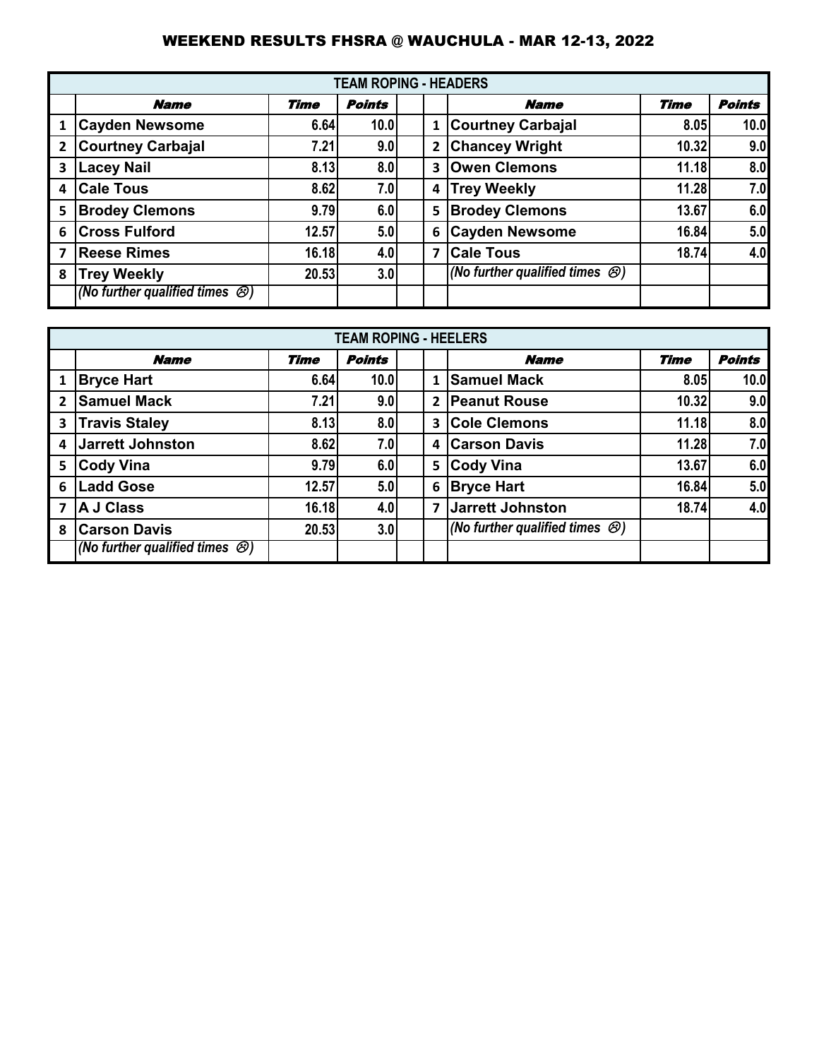# WEEKEND RESULTS FHSRA @ WAUCHULA - MAR 12-13, 2022

| TEAM ROPING - HEADERS | | | | | | | |
|---|---|---|---|---|---|---|---|
| | ***Name*** | ***Time*** | ***Points*** | | ***Name*** | ***Time*** | ***Points*** |
| 1 | **Cayden Newsome** | **6.64** | **10.0** | 1 | **Courtney Carbajal** | **8.05** | **10.0** |
| 2 | **Courtney Carbajal** | **7.21** | **9.0** | 2 | **Chancey Wright** | **10.32** | **9.0** |
| 3 | **Lacey Nail** | **8.13** | **8.0** | 3 | **Owen Clemons** | **11.18** | **8.0** |
| 4 | **Cale Tous** | **8.62** | **7.0** | 4 | **Trey Weekly** | **11.28** | **7.0** |
| 5 | **Brodey Clemons** | **9.79** | **6.0** | 5 | **Brodey Clemons** | **13.67** | **6.0** |
| 6 | **Cross Fulford** | **12.57** | **5.0** | 6 | **Cayden Newsome** | **16.84** | **5.0** |
| 7 | **Reese Rimes** | **16.18** | **4.0** | 7 | **Cale Tous** | **18.74** | **4.0** |
| 8 | **Trey Weekly** | **20.53** | **3.0** | | ***(No further qualified times ☹)*** | | |
| | ***(No further qualified times ☹)*** | | | | | | |

| TEAM ROPING - HEELERS | | | | | | | |
|---|---|---|---|---|---|---|---|
| | ***Name*** | ***Time*** | ***Points*** | | ***Name*** | ***Time*** | ***Points*** |
| 1 | **Bryce Hart** | **6.64** | **10.0** | 1 | **Samuel Mack** | **8.05** | **10.0** |
| 2 | **Samuel Mack** | **7.21** | **9.0** | 2 | **Peanut Rouse** | **10.32** | **9.0** |
| 3 | **Travis Staley** | **8.13** | **8.0** | 3 | **Cole Clemons** | **11.18** | **8.0** |
| 4 | **Jarrett Johnston** | **8.62** | **7.0** | 4 | **Carson Davis** | **11.28** | **7.0** |
| 5 | **Cody Vina** | **9.79** | **6.0** | 5 | **Cody Vina** | **13.67** | **6.0** |
| 6 | **Ladd Gose** | **12.57** | **5.0** | 6 | **Bryce Hart** | **16.84** | **5.0** |
| 7 | **A J Class** | **16.18** | **4.0** | 7 | **Jarrett Johnston** | **18.74** | **4.0** |
| 8 | **Carson Davis** | **20.53** | **3.0** | | ***(No further qualified times ☹)*** | | |
| | ***(No further qualified times ☹)*** | | | | | | |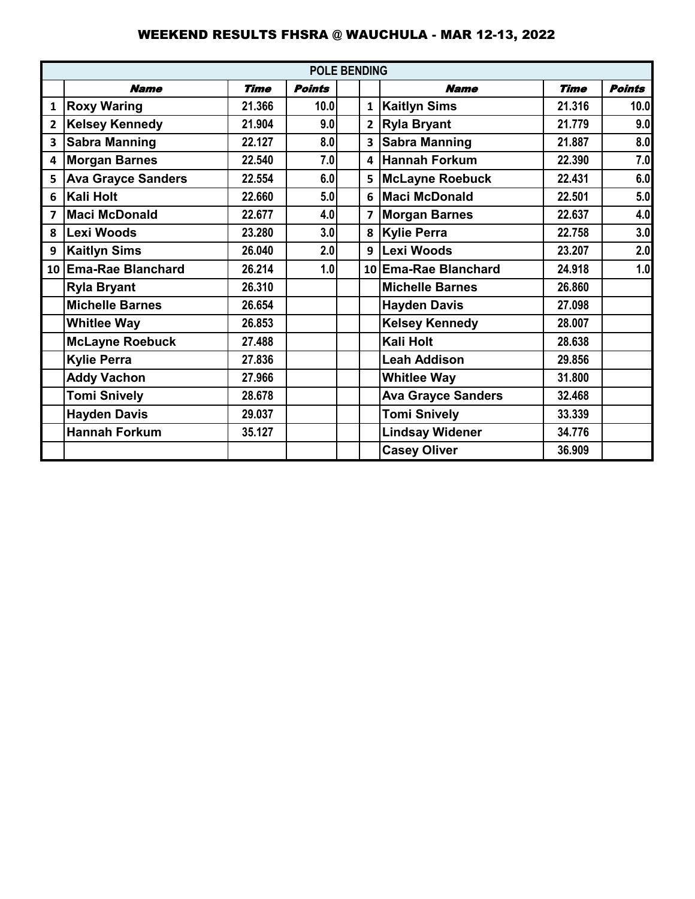## WEEKEND RESULTS FHSRA @ WAUCHULA - MAR 12-13, 2022

| POLE BENDING | | | | | | | | |
|---|---|---|---|---|---|---|---|---|
| | ***Name*** | ***Time*** | ***Points*** | | | ***Name*** | ***Time*** | ***Points*** |
| 1 | **Roxy Waring** | 21.366 | 10.0 | | 1 | **Kaitlyn Sims** | 21.316 | 10.0 |
| 2 | **Kelsey Kennedy** | 21.904 | 9.0 | | 2 | **Ryla Bryant** | 21.779 | 9.0 |
| 3 | **Sabra Manning** | 22.127 | 8.0 | | 3 | **Sabra Manning** | 21.887 | 8.0 |
| 4 | **Morgan Barnes** | 22.540 | 7.0 | | 4 | **Hannah Forkum** | 22.390 | 7.0 |
| 5 | **Ava Grayce Sanders** | 22.554 | 6.0 | | 5 | **McLayne Roebuck** | 22.431 | 6.0 |
| 6 | **Kali Holt** | 22.660 | 5.0 | | 6 | **Maci McDonald** | 22.501 | 5.0 |
| 7 | **Maci McDonald** | 22.677 | 4.0 | | 7 | **Morgan Barnes** | 22.637 | 4.0 |
| 8 | **Lexi Woods** | 23.280 | 3.0 | | 8 | **Kylie Perra** | 22.758 | 3.0 |
| 9 | **Kaitlyn Sims** | 26.040 | 2.0 | | 9 | **Lexi Woods** | 23.207 | 2.0 |
| 10 | **Ema-Rae Blanchard** | 26.214 | 1.0 | | 10 | **Ema-Rae Blanchard** | 24.918 | 1.0 |
| | **Ryla Bryant** | 26.310 | | | | **Michelle Barnes** | 26.860 | |
| | **Michelle Barnes** | 26.654 | | | | **Hayden Davis** | 27.098 | |
| | **Whitlee Way** | 26.853 | | | | **Kelsey Kennedy** | 28.007 | |
| | **McLayne Roebuck** | 27.488 | | | | **Kali Holt** | 28.638 | |
| | **Kylie Perra** | 27.836 | | | | **Leah Addison** | 29.856 | |
| | **Addy Vachon** | 27.966 | | | | **Whitlee Way** | 31.800 | |
| | **Tomi Snively** | 28.678 | | | | **Ava Grayce Sanders** | 32.468 | |
| | **Hayden Davis** | 29.037 | | | | **Tomi Snively** | 33.339 | |
| | **Hannah Forkum** | 35.127 | | | | **Lindsay Widener** | 34.776 | |
| | | | | | | **Casey Oliver** | 36.909 | |